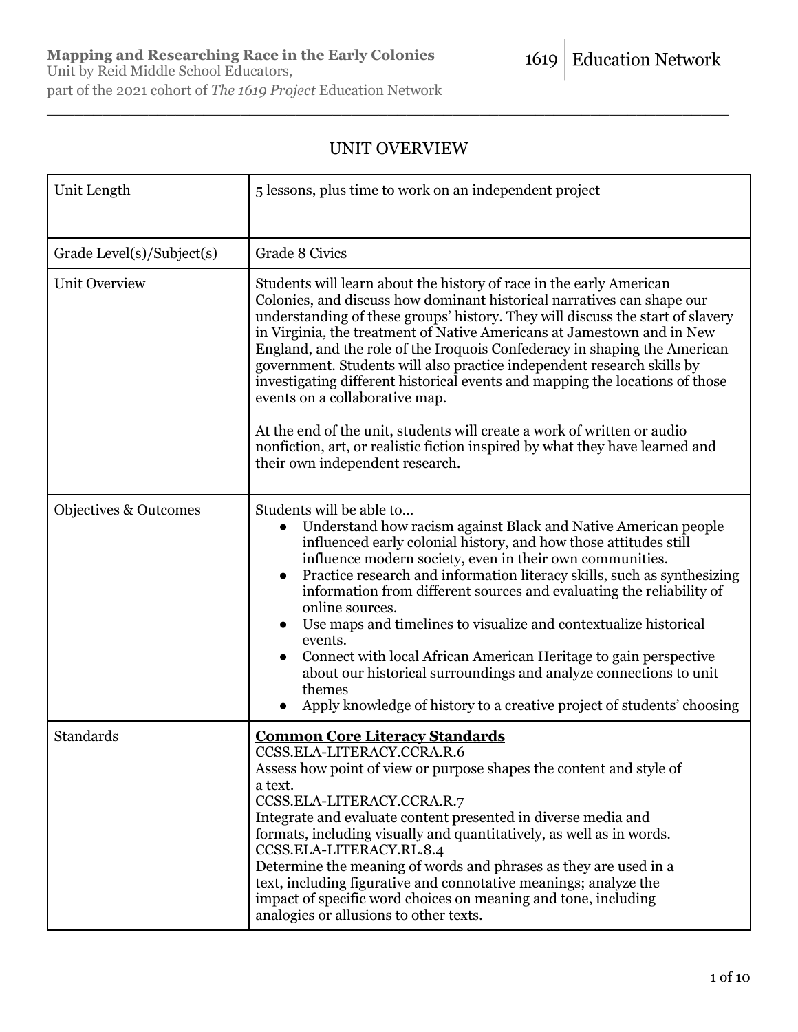**Mapping and Researching Race in the Early Colonies**
Unit by Reid Middle School Educators,
part of the 2021 cohort of *The 1619 Project* Education Network

1619 | Education Network

## UNIT OVERVIEW

| | |
|---|---|
| Unit Length | 5 lessons, plus time to work on an independent project |
| Grade Level(s)/Subject(s) | Grade 8 Civics |
| Unit Overview | Students will learn about the history of race in the early American Colonies, and discuss how dominant historical narratives can shape our understanding of these groups' history. They will discuss the start of slavery in Virginia, the treatment of Native Americans at Jamestown and in New England, and the role of the Iroquois Confederacy in shaping the American government. Students will also practice independent research skills by investigating different historical events and mapping the locations of those events on a collaborative map.<br><br>At the end of the unit, students will create a work of written or audio nonfiction, art, or realistic fiction inspired by what they have learned and their own independent research. |
| Objectives & Outcomes | Students will be able to…<br>● Understand how racism against Black and Native American people influenced early colonial history, and how those attitudes still influence modern society, even in their own communities.<br>● Practice research and information literacy skills, such as synthesizing information from different sources and evaluating the reliability of online sources.<br>● Use maps and timelines to visualize and contextualize historical events.<br>● Connect with local African American Heritage to gain perspective about our historical surroundings and analyze connections to unit themes<br>● Apply knowledge of history to a creative project of students' choosing |
| Standards | **Common Core Literacy Standards**<br>CCSS.ELA-LITERACY.CCRA.R.6<br>Assess how point of view or purpose shapes the content and style of a text.<br>CCSS.ELA-LITERACY.CCRA.R.7<br>Integrate and evaluate content presented in diverse media and formats, including visually and quantitatively, as well as in words.<br>CCSS.ELA-LITERACY.RL.8.4<br>Determine the meaning of words and phrases as they are used in a text, including figurative and connotative meanings; analyze the impact of specific word choices on meaning and tone, including analogies or allusions to other texts. |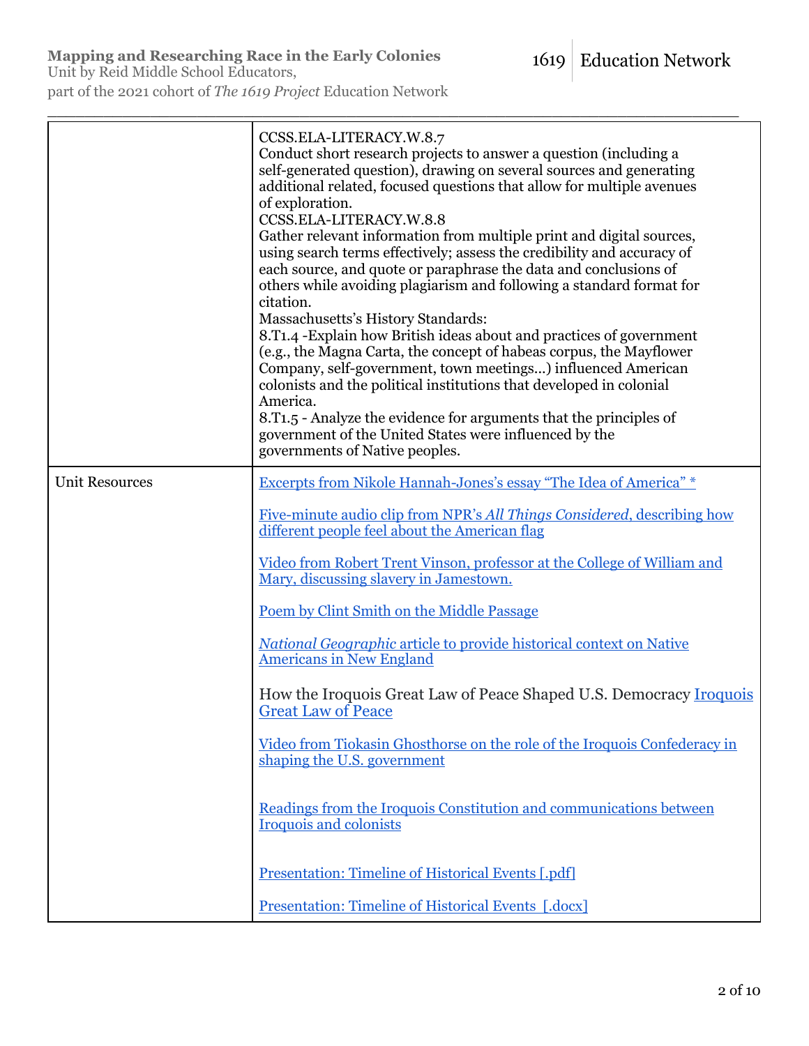| | |
|---|---|
| | CCSS.ELA-LITERACY.W.8.7<br>Conduct short research projects to answer a question (including a self-generated question), drawing on several sources and generating additional related, focused questions that allow for multiple avenues of exploration.<br>CCSS.ELA-LITERACY.W.8.8<br>Gather relevant information from multiple print and digital sources, using search terms effectively; assess the credibility and accuracy of each source, and quote or paraphrase the data and conclusions of others while avoiding plagiarism and following a standard format for citation.<br>Massachusetts's History Standards:<br>8.T1.4 -Explain how British ideas about and practices of government (e.g., the Magna Carta, the concept of habeas corpus, the Mayflower Company, self-government, town meetings…) influenced American colonists and the political institutions that developed in colonial America.<br>8.T1.5 - Analyze the evidence for arguments that the principles of government of the United States were influenced by the governments of Native peoples. |
| Unit Resources | Excerpts from Nikole Hannah-Jones's essay "The Idea of America" *<br><br>Five-minute audio clip from NPR's *All Things Considered*, describing how different people feel about the American flag<br><br>Video from Robert Trent Vinson, professor at the College of William and Mary, discussing slavery in Jamestown.<br><br>Poem by Clint Smith on the Middle Passage<br><br>*National Geographic* article to provide historical context on Native Americans in New England<br><br>How the Iroquois Great Law of Peace Shaped U.S. Democracy Iroquois Great Law of Peace<br><br>Video from Tiokasin Ghosthorse on the role of the Iroquois Confederacy in shaping the U.S. government<br><br>Readings from the Iroquois Constitution and communications between Iroquois and colonists<br><br>Presentation: Timeline of Historical Events [.pdf]<br><br>Presentation: Timeline of Historical Events [.docx] |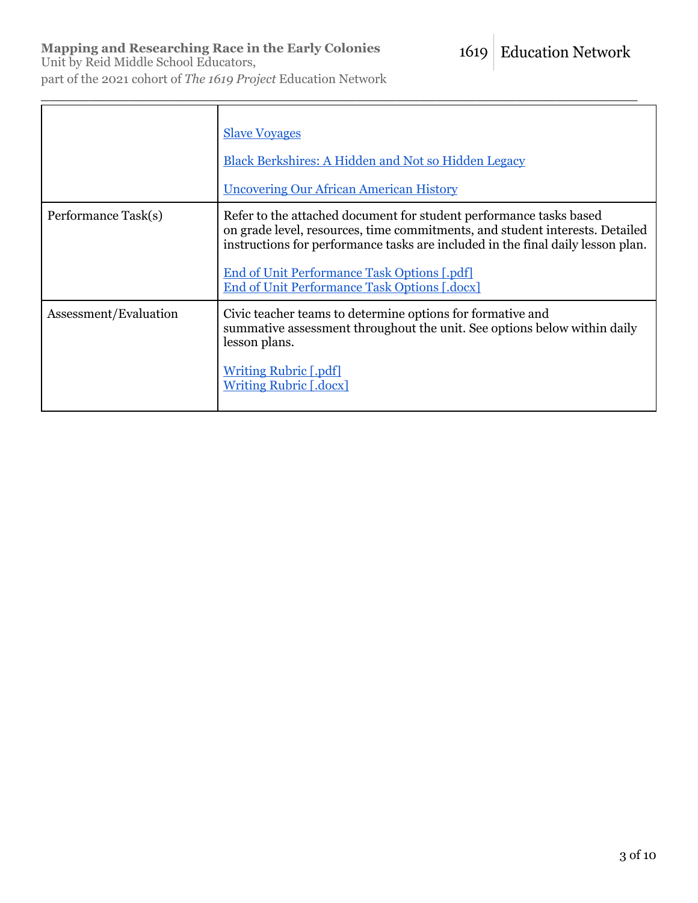| | |
|---|---|
| | Slave Voyages<br><br>Black Berkshires: A Hidden and Not so Hidden Legacy<br><br>Uncovering Our African American History |
| Performance Task(s) | Refer to the attached document for student performance tasks based on grade level, resources, time commitments, and student interests. Detailed instructions for performance tasks are included in the final daily lesson plan.<br><br>End of Unit Performance Task Options [.pdf]<br>End of Unit Performance Task Options [.docx] |
| Assessment/Evaluation | Civic teacher teams to determine options for formative and summative assessment throughout the unit. See options below within daily lesson plans.<br><br>Writing Rubric [.pdf]<br>Writing Rubric [.docx] |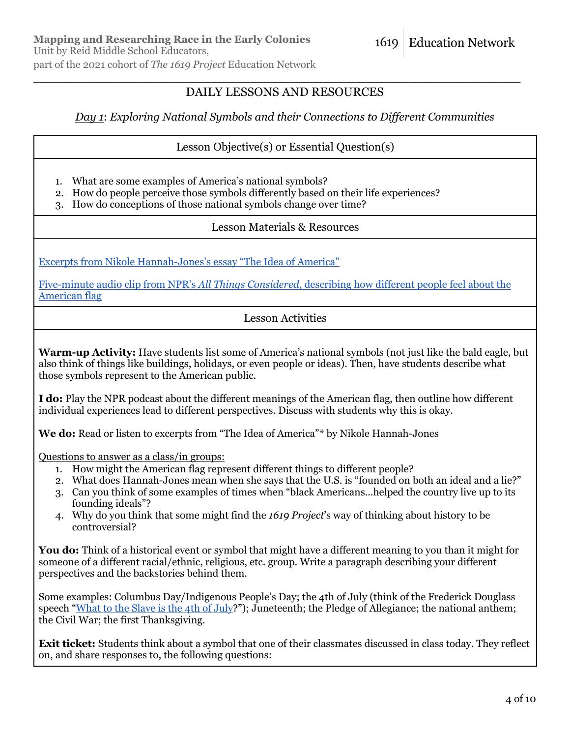DAILY LESSONS AND RESOURCES

*Day 1*: *Exploring National Symbols and their Connections to Different Communities*

## Lesson Objective(s) or Essential Question(s)

1. What are some examples of America's national symbols?
2. How do people perceive those symbols differently based on their life experiences?
3. How do conceptions of those national symbols change over time?

## Lesson Materials & Resources

Excerpts from Nikole Hannah-Jones's essay "The Idea of America"

Five-minute audio clip from NPR's *All Things Considered*, describing how different people feel about the American flag

## Lesson Activities

**Warm-up Activity:** Have students list some of America's national symbols (not just like the bald eagle, but also think of things like buildings, holidays, or even people or ideas). Then, have students describe what those symbols represent to the American public.

**I do:** Play the NPR podcast about the different meanings of the American flag, then outline how different individual experiences lead to different perspectives. Discuss with students why this is okay.

**We do:** Read or listen to excerpts from "The Idea of America"* by Nikole Hannah-Jones

Questions to answer as a class/in groups:

1. How might the American flag represent different things to different people?
2. What does Hannah-Jones mean when she says that the U.S. is "founded on both an ideal and a lie?"
3. Can you think of some examples of times when "black Americans…helped the country live up to its founding ideals"?
4. Why do you think that some might find the *1619 Project*'s way of thinking about history to be controversial?

**You do:** Think of a historical event or symbol that might have a different meaning to you than it might for someone of a different racial/ethnic, religious, etc. group. Write a paragraph describing your different perspectives and the backstories behind them.

Some examples: Columbus Day/Indigenous People's Day; the 4th of July (think of the Frederick Douglass speech "What to the Slave is the 4th of July?"); Juneteenth; the Pledge of Allegiance; the national anthem; the Civil War; the first Thanksgiving.

**Exit ticket:** Students think about a symbol that one of their classmates discussed in class today. They reflect on, and share responses to, the following questions: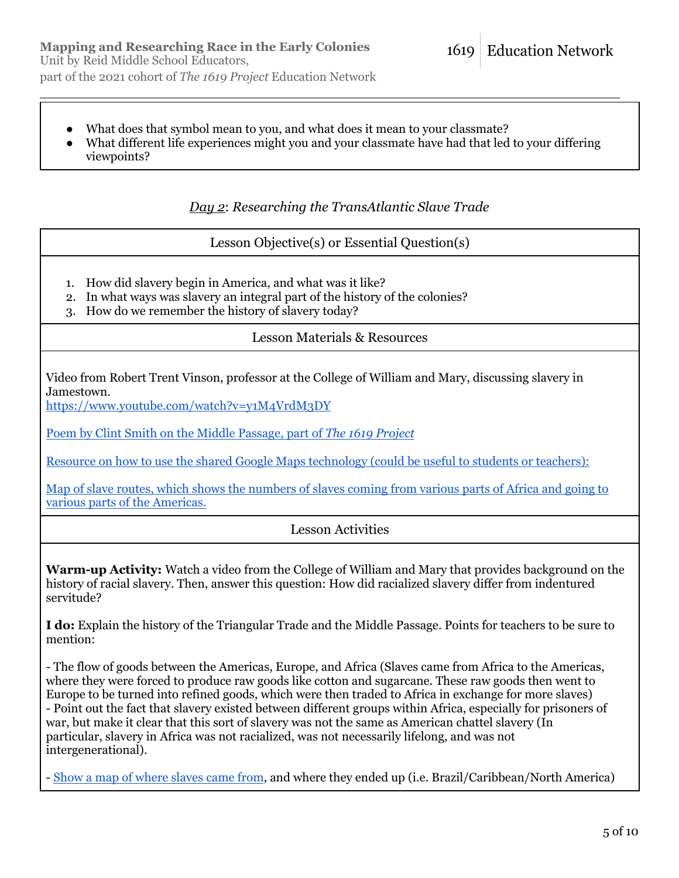- What does that symbol mean to you, and what does it mean to your classmate?
- What different life experiences might you and your classmate have had that led to your differing viewpoints?

### *Day 2: Researching the TransAtlantic Slave Trade*

**Lesson Objective(s) or Essential Question(s)**

1. How did slavery begin in America, and what was it like?
2. In what ways was slavery an integral part of the history of the colonies?
3. How do we remember the history of slavery today?

**Lesson Materials & Resources**

Video from Robert Trent Vinson, professor at the College of William and Mary, discussing slavery in Jamestown.
https://www.youtube.com/watch?v=y1M4VrdM3DY

Poem by Clint Smith on the Middle Passage, part of *The 1619 Project*

Resource on how to use the shared Google Maps technology (could be useful to students or teachers):

Map of slave routes, which shows the numbers of slaves coming from various parts of Africa and going to various parts of the Americas.

**Lesson Activities**

**Warm-up Activity:** Watch a video from the College of William and Mary that provides background on the history of racial slavery. Then, answer this question: How did racialized slavery differ from indentured servitude?

**I do:** Explain the history of the Triangular Trade and the Middle Passage. Points for teachers to be sure to mention:

- The flow of goods between the Americas, Europe, and Africa (Slaves came from Africa to the Americas, where they were forced to produce raw goods like cotton and sugarcane. These raw goods then went to Europe to be turned into refined goods, which were then traded to Africa in exchange for more slaves)
- Point out the fact that slavery existed between different groups within Africa, especially for prisoners of war, but make it clear that this sort of slavery was not the same as American chattel slavery (In particular, slavery in Africa was not racialized, was not necessarily lifelong, and was not intergenerational).

- Show a map of where slaves came from, and where they ended up (i.e. Brazil/Caribbean/North America)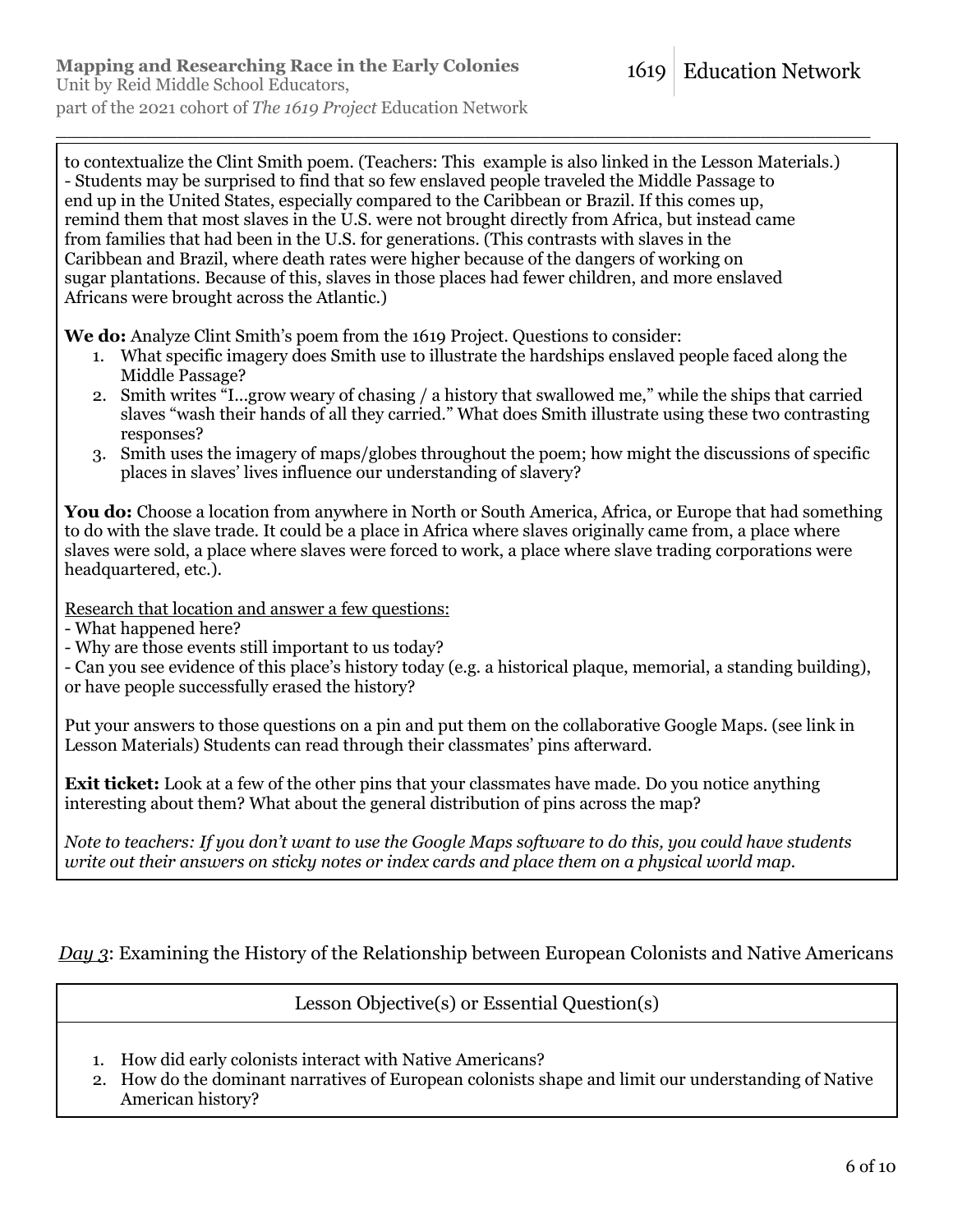to contextualize the Clint Smith poem. (Teachers: This example is also linked in the Lesson Materials.)
- Students may be surprised to find that so few enslaved people traveled the Middle Passage to end up in the United States, especially compared to the Caribbean or Brazil. If this comes up, remind them that most slaves in the U.S. were not brought directly from Africa, but instead came from families that had been in the U.S. for generations. (This contrasts with slaves in the Caribbean and Brazil, where death rates were higher because of the dangers of working on sugar plantations. Because of this, slaves in those places had fewer children, and more enslaved Africans were brought across the Atlantic.)

**We do:** Analyze Clint Smith's poem from the 1619 Project. Questions to consider:

1. What specific imagery does Smith use to illustrate the hardships enslaved people faced along the Middle Passage?
2. Smith writes "I...grow weary of chasing / a history that swallowed me," while the ships that carried slaves "wash their hands of all they carried." What does Smith illustrate using these two contrasting responses?
3. Smith uses the imagery of maps/globes throughout the poem; how might the discussions of specific places in slaves' lives influence our understanding of slavery?

**You do:** Choose a location from anywhere in North or South America, Africa, or Europe that had something to do with the slave trade. It could be a place in Africa where slaves originally came from, a place where slaves were sold, a place where slaves were forced to work, a place where slave trading corporations were headquartered, etc.).

Research that location and answer a few questions:
- What happened here?
- Why are those events still important to us today?
- Can you see evidence of this place's history today (e.g. a historical plaque, memorial, a standing building), or have people successfully erased the history?

Put your answers to those questions on a pin and put them on the collaborative Google Maps. (see link in Lesson Materials) Students can read through their classmates' pins afterward.

**Exit ticket:** Look at a few of the other pins that your classmates have made. Do you notice anything interesting about them? What about the general distribution of pins across the map?

*Note to teachers: If you don't want to use the Google Maps software to do this, you could have students write out their answers on sticky notes or index cards and place them on a physical world map.*

## *Day 3*: Examining the History of the Relationship between European Colonists and Native Americans

**Lesson Objective(s) or Essential Question(s)**

1. How did early colonists interact with Native Americans?
2. How do the dominant narratives of European colonists shape and limit our understanding of Native American history?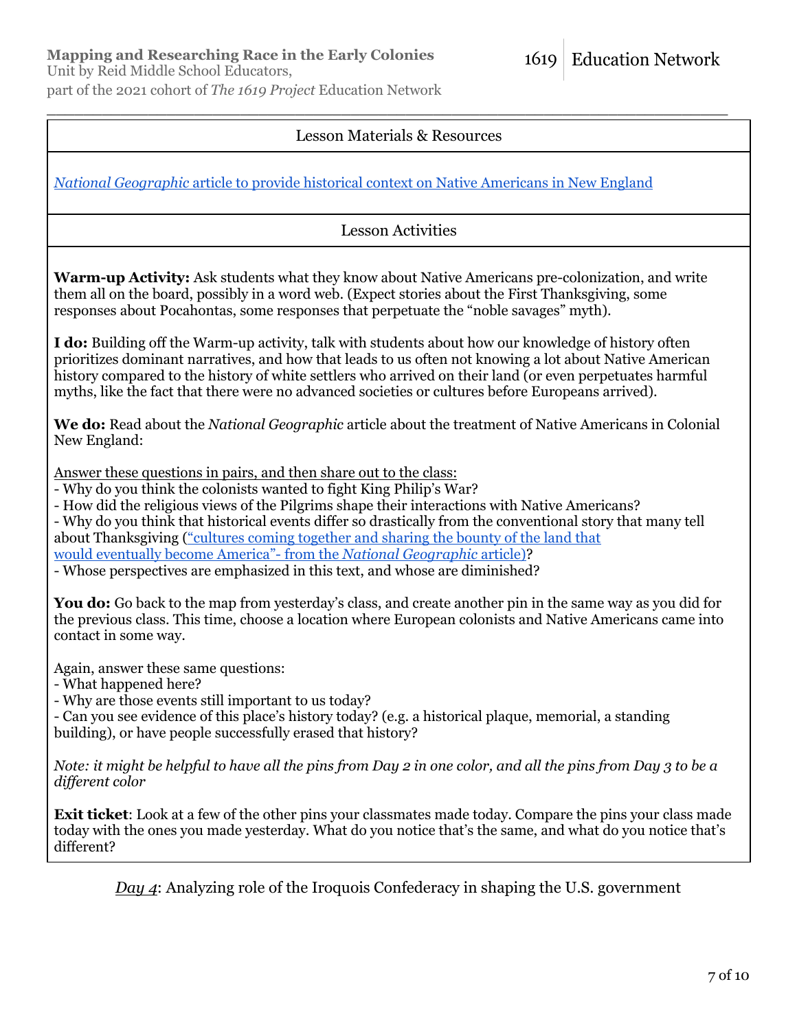## Lesson Materials & Resources

[*National Geographic* article to provide historical context on Native Americans in New England]

## Lesson Activities

**Warm-up Activity:** Ask students what they know about Native Americans pre-colonization, and write them all on the board, possibly in a word web. (Expect stories about the First Thanksgiving, some responses about Pocahontas, some responses that perpetuate the "noble savages" myth).

**I do:** Building off the Warm-up activity, talk with students about how our knowledge of history often prioritizes dominant narratives, and how that leads to us often not knowing a lot about Native American history compared to the history of white settlers who arrived on their land (or even perpetuates harmful myths, like the fact that there were no advanced societies or cultures before Europeans arrived).

**We do:** Read about the *National Geographic* article about the treatment of Native Americans in Colonial New England:

Answer these questions in pairs, and then share out to the class:

- Why do you think the colonists wanted to fight King Philip's War?
- How did the religious views of the Pilgrims shape their interactions with Native Americans?
- Why do you think that historical events differ so drastically from the conventional story that many tell about Thanksgiving ("cultures coming together and sharing the bounty of the land that would eventually become America"- from the *National Geographic* article)?
- Whose perspectives are emphasized in this text, and whose are diminished?

**You do:** Go back to the map from yesterday's class, and create another pin in the same way as you did for the previous class. This time, choose a location where European colonists and Native Americans came into contact in some way.

Again, answer these same questions:

- What happened here?
- Why are those events still important to us today?
- Can you see evidence of this place's history today? (e.g. a historical plaque, memorial, a standing building), or have people successfully erased that history?

*Note: it might be helpful to have all the pins from Day 2 in one color, and all the pins from Day 3 to be a different color*

**Exit ticket**: Look at a few of the other pins your classmates made today. Compare the pins your class made today with the ones you made yesterday. What do you notice that's the same, and what do you notice that's different?

*Day 4*: Analyzing role of the Iroquois Confederacy in shaping the U.S. government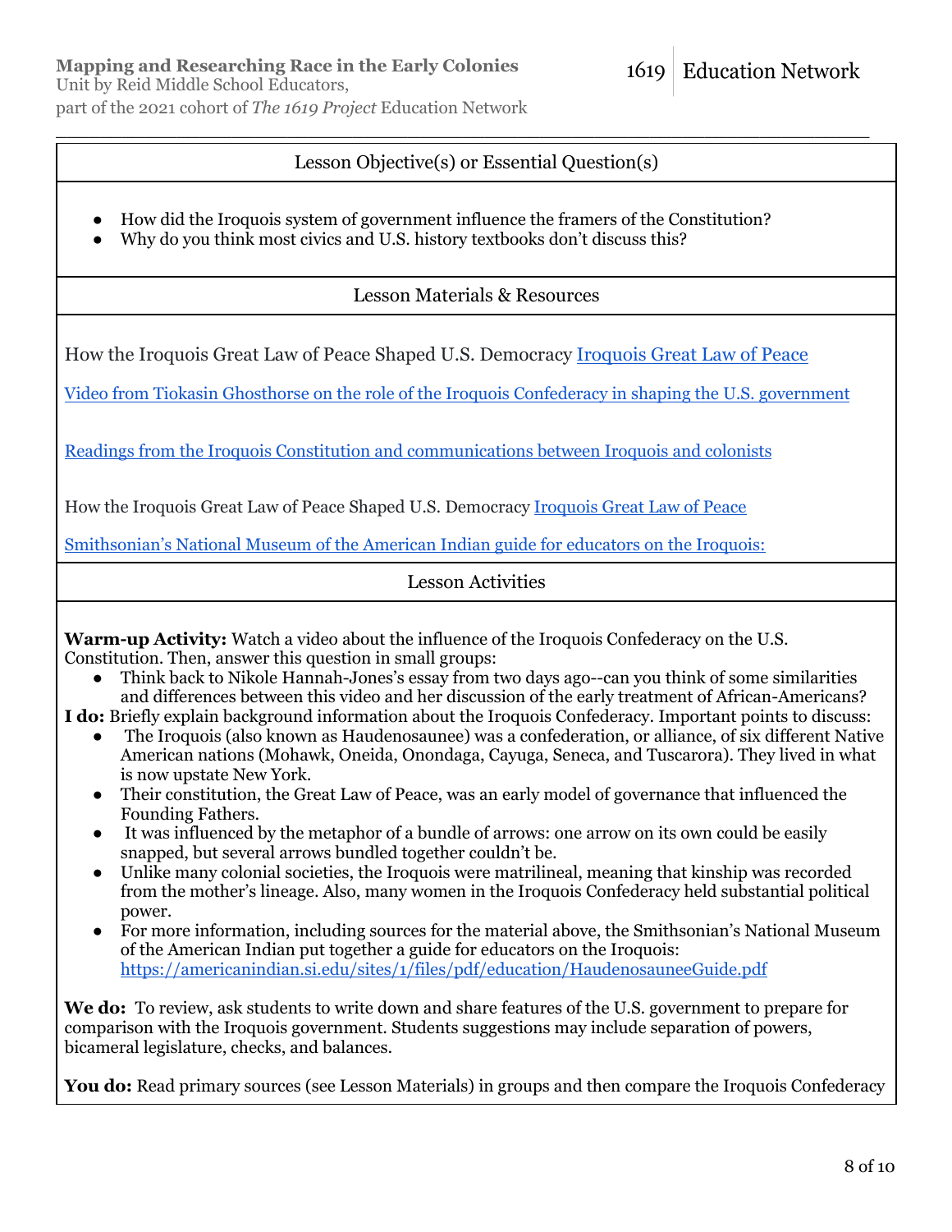## Lesson Objective(s) or Essential Question(s)

- How did the Iroquois system of government influence the framers of the Constitution?
- Why do you think most civics and U.S. history textbooks don't discuss this?

## Lesson Materials & Resources

How the Iroquois Great Law of Peace Shaped U.S. Democracy [Iroquois Great Law of Peace]

[Video from Tiokasin Ghosthorse on the role of the Iroquois Confederacy in shaping the U.S. government]

[Readings from the Iroquois Constitution and communications between Iroquois and colonists]

How the Iroquois Great Law of Peace Shaped U.S. Democracy [Iroquois Great Law of Peace]

[Smithsonian's National Museum of the American Indian guide for educators on the Iroquois:]

## Lesson Activities

**Warm-up Activity:** Watch a video about the influence of the Iroquois Confederacy on the U.S. Constitution. Then, answer this question in small groups:

- Think back to Nikole Hannah-Jones's essay from two days ago--can you think of some similarities and differences between this video and her discussion of the early treatment of African-Americans?

**I do:** Briefly explain background information about the Iroquois Confederacy. Important points to discuss:

- The Iroquois (also known as Haudenosaunee) was a confederation, or alliance, of six different Native American nations (Mohawk, Oneida, Onondaga, Cayuga, Seneca, and Tuscarora). They lived in what is now upstate New York.
- Their constitution, the Great Law of Peace, was an early model of governance that influenced the Founding Fathers.
- It was influenced by the metaphor of a bundle of arrows: one arrow on its own could be easily snapped, but several arrows bundled together couldn't be.
- Unlike many colonial societies, the Iroquois were matrilineal, meaning that kinship was recorded from the mother's lineage. Also, many women in the Iroquois Confederacy held substantial political power.
- For more information, including sources for the material above, the Smithsonian's National Museum of the American Indian put together a guide for educators on the Iroquois: https://americanindian.si.edu/sites/1/files/pdf/education/HaudenosauneeGuide.pdf

**We do:** To review, ask students to write down and share features of the U.S. government to prepare for comparison with the Iroquois government. Students suggestions may include separation of powers, bicameral legislature, checks, and balances.

**You do:** Read primary sources (see Lesson Materials) in groups and then compare the Iroquois Confederacy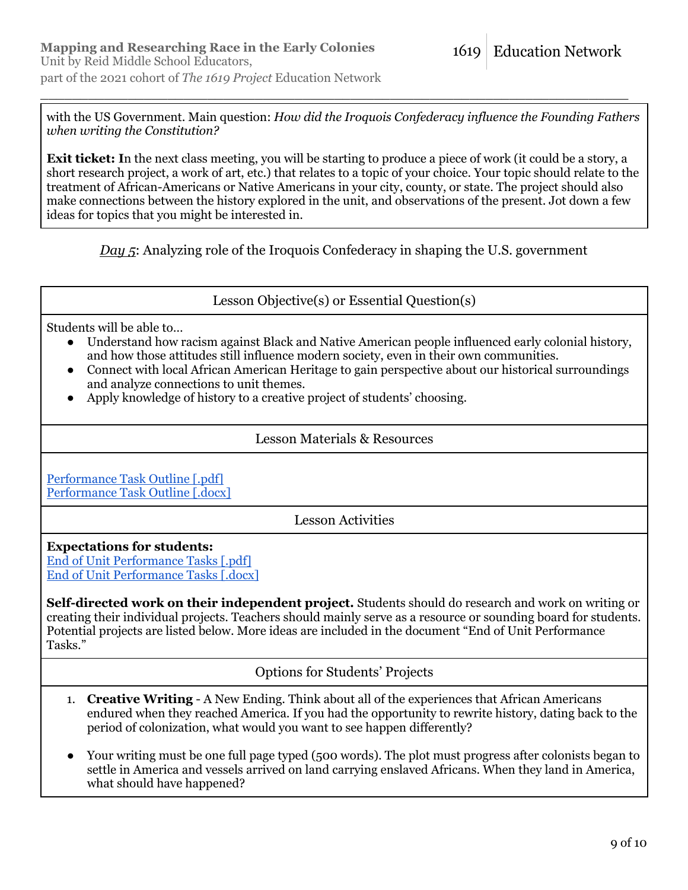with the US Government. Main question: *How did the Iroquois Confederacy influence the Founding Fathers when writing the Constitution?*

**Exit ticket: I**n the next class meeting, you will be starting to produce a piece of work (it could be a story, a short research project, a work of art, etc.) that relates to a topic of your choice. Your topic should relate to the treatment of African-Americans or Native Americans in your city, county, or state. The project should also make connections between the history explored in the unit, and observations of the present. Jot down a few ideas for topics that you might be interested in.

*Day 5*: Analyzing role of the Iroquois Confederacy in shaping the U.S. government

### Lesson Objective(s) or Essential Question(s)

Students will be able to…

- Understand how racism against Black and Native American people influenced early colonial history, and how those attitudes still influence modern society, even in their own communities.
- Connect with local African American Heritage to gain perspective about our historical surroundings and analyze connections to unit themes.
- Apply knowledge of history to a creative project of students' choosing.

### Lesson Materials & Resources

Performance Task Outline [.pdf]
Performance Task Outline [.docx]

### Lesson Activities

**Expectations for students:**
End of Unit Performance Tasks [.pdf]
End of Unit Performance Tasks [.docx]

**Self-directed work on their independent project.** Students should do research and work on writing or creating their individual projects. Teachers should mainly serve as a resource or sounding board for students. Potential projects are listed below. More ideas are included in the document "End of Unit Performance Tasks."

### Options for Students' Projects

1. **Creative Writing** - A New Ending. Think about all of the experiences that African Americans endured when they reached America. If you had the opportunity to rewrite history, dating back to the period of colonization, what would you want to see happen differently?

- Your writing must be one full page typed (500 words). The plot must progress after colonists began to settle in America and vessels arrived on land carrying enslaved Africans. When they land in America, what should have happened?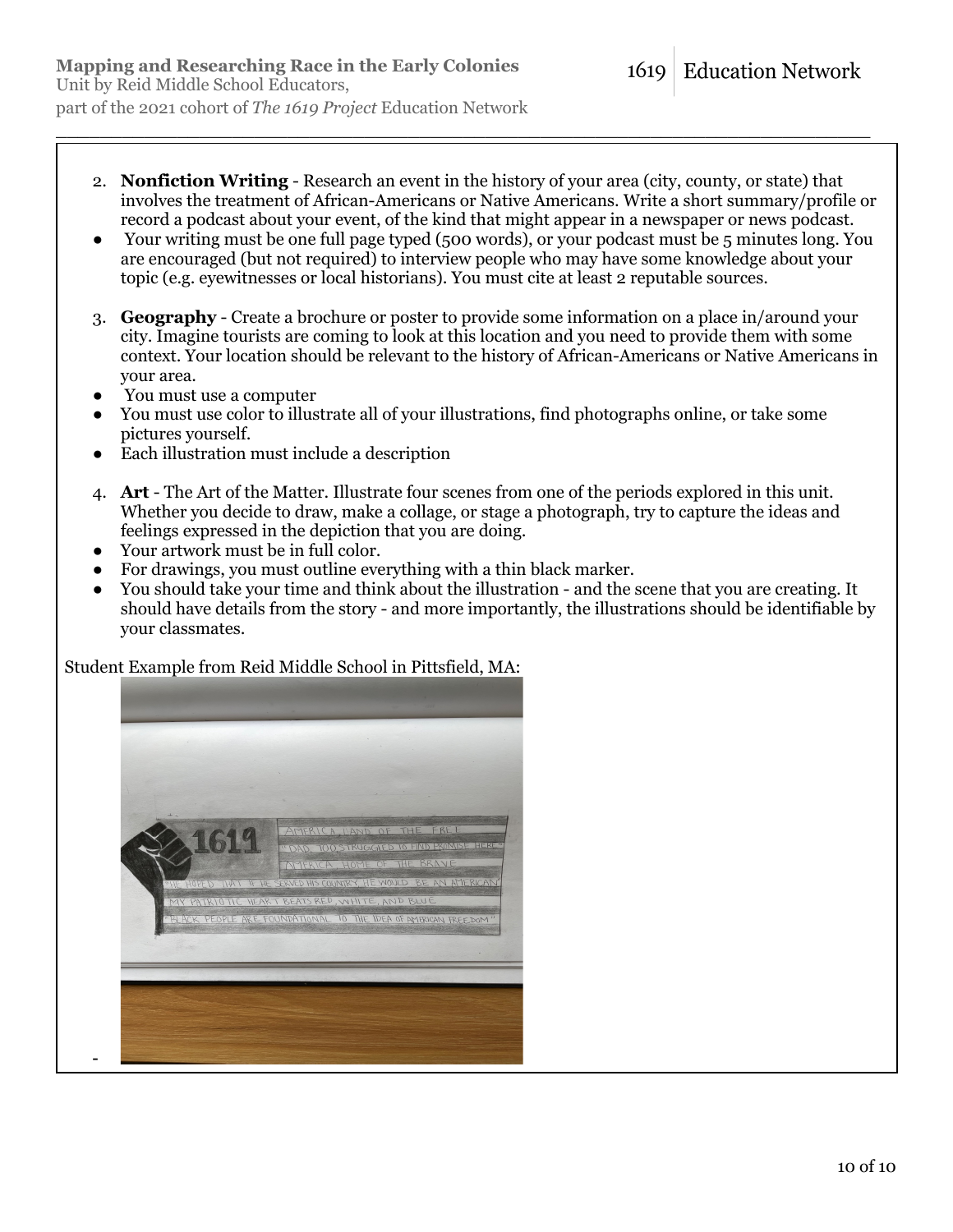2. **Nonfiction Writing** - Research an event in the history of your area (city, county, or state) that involves the treatment of African-Americans or Native Americans. Write a short summary/profile or record a podcast about your event, of the kind that might appear in a newspaper or news podcast.

- Your writing must be one full page typed (500 words), or your podcast must be 5 minutes long. You are encouraged (but not required) to interview people who may have some knowledge about your topic (e.g. eyewitnesses or local historians). You must cite at least 2 reputable sources.

3. **Geography** - Create a brochure or poster to provide some information on a place in/around your city. Imagine tourists are coming to look at this location and you need to provide them with some context. Your location should be relevant to the history of African-Americans or Native Americans in your area.

- You must use a computer
- You must use color to illustrate all of your illustrations, find photographs online, or take some pictures yourself.
- Each illustration must include a description

4. **Art** - The Art of the Matter. Illustrate four scenes from one of the periods explored in this unit. Whether you decide to draw, make a collage, or stage a photograph, try to capture the ideas and feelings expressed in the depiction that you are doing.

- Your artwork must be in full color.
- For drawings, you must outline everything with a thin black marker.
- You should take your time and think about the illustration - and the scene that you are creating. It should have details from the story - and more importantly, the illustrations should be identifiable by your classmates.

Student Example from Reid Middle School in Pittsfield, MA:

-